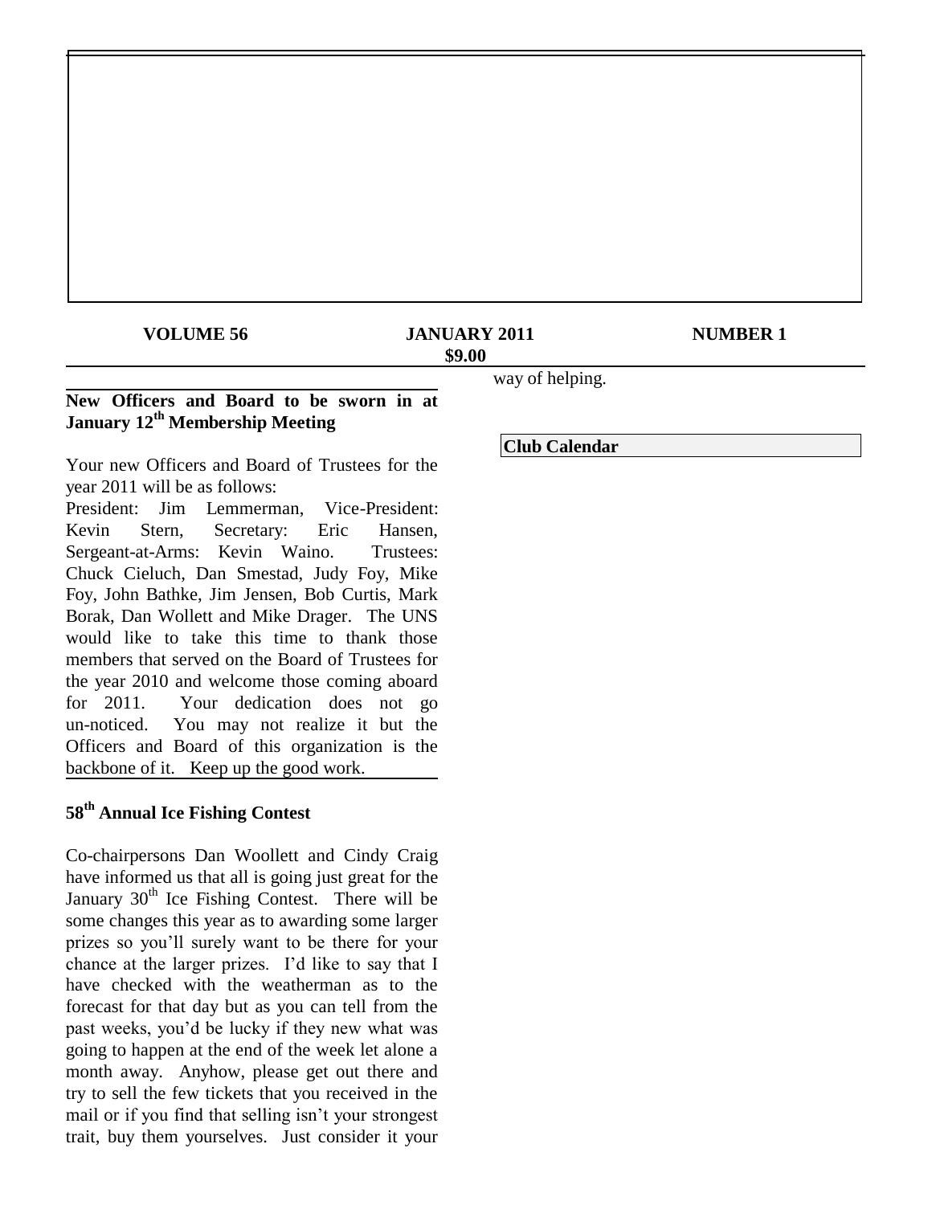**VOLUME 56** **JANUARY 2011** **NUMBER 1**

**$9.00**

## New Officers and Board to be sworn in at January 12th Membership Meeting

Your new Officers and Board of Trustees for the year 2011 will be as follows:

President: Jim Lemmerman, Vice-President: Kevin Stern, Secretary: Eric Hansen, Sergeant-at-Arms: Kevin Waino. Trustees: Chuck Cieluch, Dan Smestad, Judy Foy, Mike Foy, John Bathke, Jim Jensen, Bob Curtis, Mark Borak, Dan Wollett and Mike Drager. The UNS would like to take this time to thank those members that served on the Board of Trustees for the year 2010 and welcome those coming aboard for 2011. Your dedication does not go un-noticed. You may not realize it but the Officers and Board of this organization is the backbone of it. Keep up the good work.

## 58th Annual Ice Fishing Contest

Co-chairpersons Dan Woollett and Cindy Craig have informed us that all is going just great for the January 30th Ice Fishing Contest. There will be some changes this year as to awarding some larger prizes so you'll surely want to be there for your chance at the larger prizes. I'd like to say that I have checked with the weatherman as to the forecast for that day but as you can tell from the past weeks, you'd be lucky if they new what was going to happen at the end of the week let alone a month away. Anyhow, please get out there and try to sell the few tickets that you received in the mail or if you find that selling isn't your strongest trait, buy them yourselves. Just consider it your way of helping.

## Club Calendar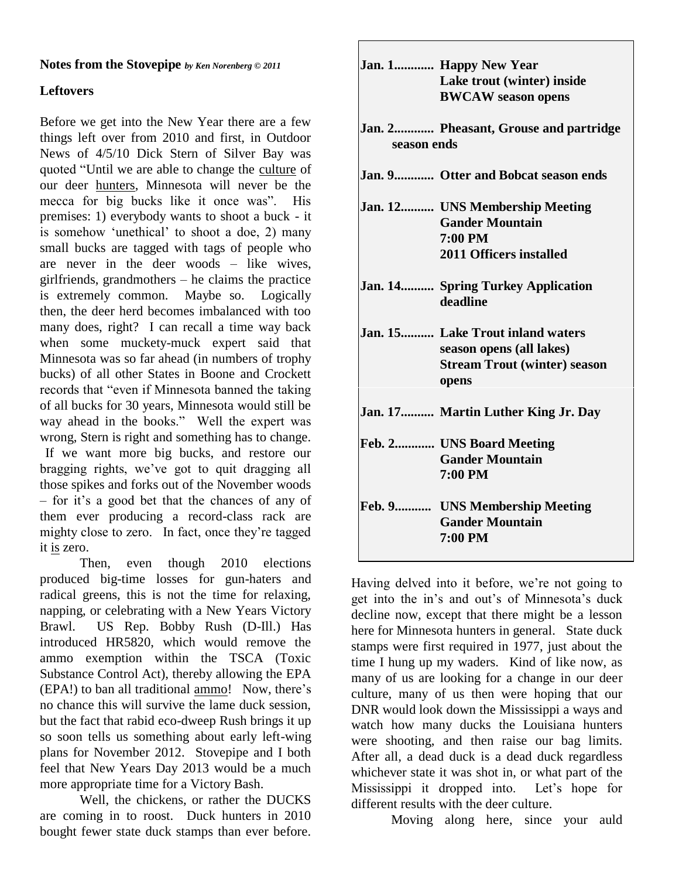**Notes from the Stovepipe** *by Ken Norenberg © 2011*

**Leftovers**

Before we get into the New Year there are a few things left over from 2010 and first, in Outdoor News of 4/5/10 Dick Stern of Silver Bay was quoted "Until we are able to change the culture of our deer hunters, Minnesota will never be the mecca for big bucks like it once was". His premises: 1) everybody wants to shoot a buck - it is somehow 'unethical' to shoot a doe, 2) many small bucks are tagged with tags of people who are never in the deer woods – like wives, girlfriends, grandmothers – he claims the practice is extremely common. Maybe so. Logically then, the deer herd becomes imbalanced with too many does, right? I can recall a time way back when some muckety-muck expert said that Minnesota was so far ahead (in numbers of trophy bucks) of all other States in Boone and Crockett records that "even if Minnesota banned the taking of all bucks for 30 years, Minnesota would still be way ahead in the books." Well the expert was wrong, Stern is right and something has to change. If we want more big bucks, and restore our bragging rights, we've got to quit dragging all those spikes and forks out of the November woods – for it's a good bet that the chances of any of them ever producing a record-class rack are mighty close to zero. In fact, once they're tagged it is zero.

Then, even though 2010 elections produced big-time losses for gun-haters and radical greens, this is not the time for relaxing, napping, or celebrating with a New Years Victory Brawl. US Rep. Bobby Rush (D-Ill.) Has introduced HR5820, which would remove the ammo exemption within the TSCA (Toxic Substance Control Act), thereby allowing the EPA (EPA!) to ban all traditional ammo! Now, there's no chance this will survive the lame duck session, but the fact that rabid eco-dweep Rush brings it up so soon tells us something about early left-wing plans for November 2012. Stovepipe and I both feel that New Years Day 2013 would be a much more appropriate time for a Victory Bash.

Well, the chickens, or rather the DUCKS are coming in to roost. Duck hunters in 2010 bought fewer state duck stamps than ever before.

**Jan. 1............ Happy New Year**
**Lake trout (winter) inside BWCAW season opens**

**Jan. 2............ Pheasant, Grouse and partridge season ends**

**Jan. 9............ Otter and Bobcat season ends**

**Jan. 12.......... UNS Membership Meeting**
**Gander Mountain**
**7:00 PM**
**2011 Officers installed**

**Jan. 14.......... Spring Turkey Application deadline**

**Jan. 15.......... Lake Trout inland waters season opens (all lakes)**
**Stream Trout (winter) season opens**

**Jan. 17.......... Martin Luther King Jr. Day**

**Feb. 2............ UNS Board Meeting**
**Gander Mountain**
**7:00 PM**

**Feb. 9........... UNS Membership Meeting**
**Gander Mountain**
**7:00 PM**

Having delved into it before, we're not going to get into the in's and out's of Minnesota's duck decline now, except that there might be a lesson here for Minnesota hunters in general. State duck stamps were first required in 1977, just about the time I hung up my waders. Kind of like now, as many of us are looking for a change in our deer culture, many of us then were hoping that our DNR would look down the Mississippi a ways and watch how many ducks the Louisiana hunters were shooting, and then raise our bag limits. After all, a dead duck is a dead duck regardless whichever state it was shot in, or what part of the Mississippi it dropped into. Let's hope for different results with the deer culture.

Moving along here, since your auld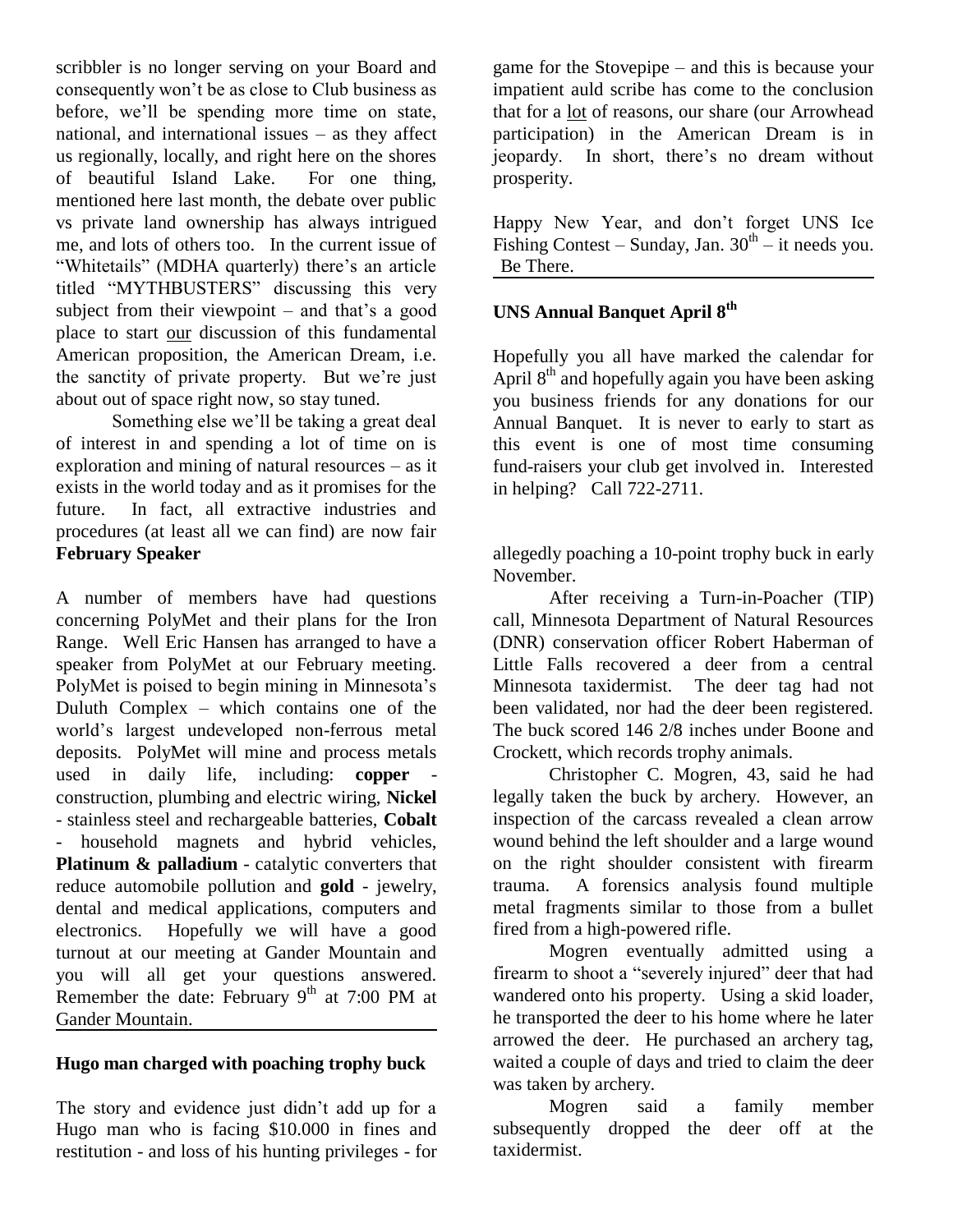scribbler is no longer serving on your Board and consequently won't be as close to Club business as before, we'll be spending more time on state, national, and international issues – as they affect us regionally, locally, and right here on the shores of beautiful Island Lake. For one thing, mentioned here last month, the debate over public vs private land ownership has always intrigued me, and lots of others too. In the current issue of "Whitetails" (MDHA quarterly) there's an article titled "MYTHBUSTERS" discussing this very subject from their viewpoint – and that's a good place to start our discussion of this fundamental American proposition, the American Dream, i.e. the sanctity of private property. But we're just about out of space right now, so stay tuned.

Something else we'll be taking a great deal of interest in and spending a lot of time on is exploration and mining of natural resources – as it exists in the world today and as it promises for the future. In fact, all extractive industries and procedures (at least all we can find) are now fair game for the Stovepipe – and this is because your impatient auld scribe has come to the conclusion that for a lot of reasons, our share (our Arrowhead participation) in the American Dream is in jeopardy. In short, there's no dream without prosperity.

Happy New Year, and don't forget UNS Ice Fishing Contest – Sunday, Jan. 30th – it needs you. Be There.

**UNS Annual Banquet April 8th**

Hopefully you all have marked the calendar for April 8th and hopefully again you have been asking you business friends for any donations for our Annual Banquet. It is never to early to start as this event is one of most time consuming fund-raisers your club get involved in. Interested in helping? Call 722-2711.

**February Speaker**

A number of members have had questions concerning PolyMet and their plans for the Iron Range. Well Eric Hansen has arranged to have a speaker from PolyMet at our February meeting. PolyMet is poised to begin mining in Minnesota's Duluth Complex – which contains one of the world's largest undeveloped non-ferrous metal deposits. PolyMet will mine and process metals used in daily life, including: **copper** - construction, plumbing and electric wiring, **Nickel** - stainless steel and rechargeable batteries, **Cobalt** - household magnets and hybrid vehicles, **Platinum & palladium** - catalytic converters that reduce automobile pollution and **gold** - jewelry, dental and medical applications, computers and electronics. Hopefully we will have a good turnout at our meeting at Gander Mountain and you will all get your questions answered. Remember the date: February 9th at 7:00 PM at Gander Mountain.

**Hugo man charged with poaching trophy buck**

The story and evidence just didn't add up for a Hugo man who is facing $10.000 in fines and restitution - and loss of his hunting privileges - for allegedly poaching a 10-point trophy buck in early November.

After receiving a Turn-in-Poacher (TIP) call, Minnesota Department of Natural Resources (DNR) conservation officer Robert Haberman of Little Falls recovered a deer from a central Minnesota taxidermist. The deer tag had not been validated, nor had the deer been registered. The buck scored 146 2/8 inches under Boone and Crockett, which records trophy animals.

Christopher C. Mogren, 43, said he had legally taken the buck by archery. However, an inspection of the carcass revealed a clean arrow wound behind the left shoulder and a large wound on the right shoulder consistent with firearm trauma. A forensics analysis found multiple metal fragments similar to those from a bullet fired from a high-powered rifle.

Mogren eventually admitted using a firearm to shoot a "severely injured" deer that had wandered onto his property. Using a skid loader, he transported the deer to his home where he later arrowed the deer. He purchased an archery tag, waited a couple of days and tried to claim the deer was taken by archery.

Mogren said a family member subsequently dropped the deer off at the taxidermist.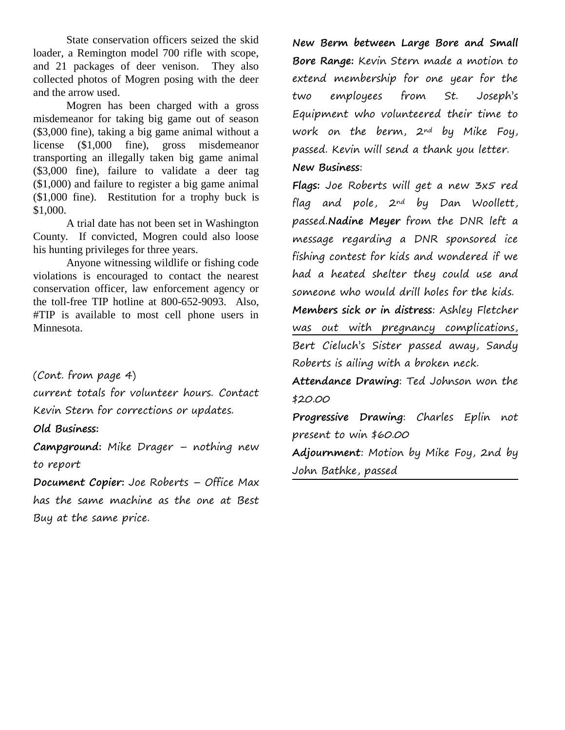State conservation officers seized the skid loader, a Remington model 700 rifle with scope, and 21 packages of deer venison. They also collected photos of Mogren posing with the deer and the arrow used.

Mogren has been charged with a gross misdemeanor for taking big game out of season ($3,000 fine), taking a big game animal without a license ($1,000 fine), gross misdemeanor transporting an illegally taken big game animal ($3,000 fine), failure to validate a deer tag ($1,000) and failure to register a big game animal ($1,000 fine). Restitution for a trophy buck is $1,000.

A trial date has not been set in Washington County. If convicted, Mogren could also loose his hunting privileges for three years.

Anyone witnessing wildlife or fishing code violations is encouraged to contact the nearest conservation officer, law enforcement agency or the toll-free TIP hotline at 800-652-9093. Also, #TIP is available to most cell phone users in Minnesota.

(Cont. from page 4)

current totals for volunteer hours. Contact Kevin Stern for corrections or updates.

**Old Business:**

**Campground:** Mike Drager – nothing new to report

**Document Copier:** Joe Roberts – Office Max has the same machine as the one at Best Buy at the same price.

**New Berm between Large Bore and Small Bore Range:** Kevin Stern made a motion to extend membership for one year for the two employees from St. Joseph's Equipment who volunteered their time to work on the berm, 2nd by Mike Foy, passed. Kevin will send a thank you letter.

**New Business**:

**Flags:** Joe Roberts will get a new 3x5 red flag and pole, 2nd by Dan Woollett, passed. **Nadine Meyer** from the DNR left a message regarding a DNR sponsored ice fishing contest for kids and wondered if we had a heated shelter they could use and someone who would drill holes for the kids.

**Members sick or in distress**: Ashley Fletcher was out with pregnancy complications, Bert Cieluch's Sister passed away, Sandy Roberts is ailing with a broken neck.

**Attendance Drawing**: Ted Johnson won the $20.00

**Progressive Drawing**: Charles Eplin not present to win $60.00

**Adjournment**: Motion by Mike Foy, 2nd by John Bathke, passed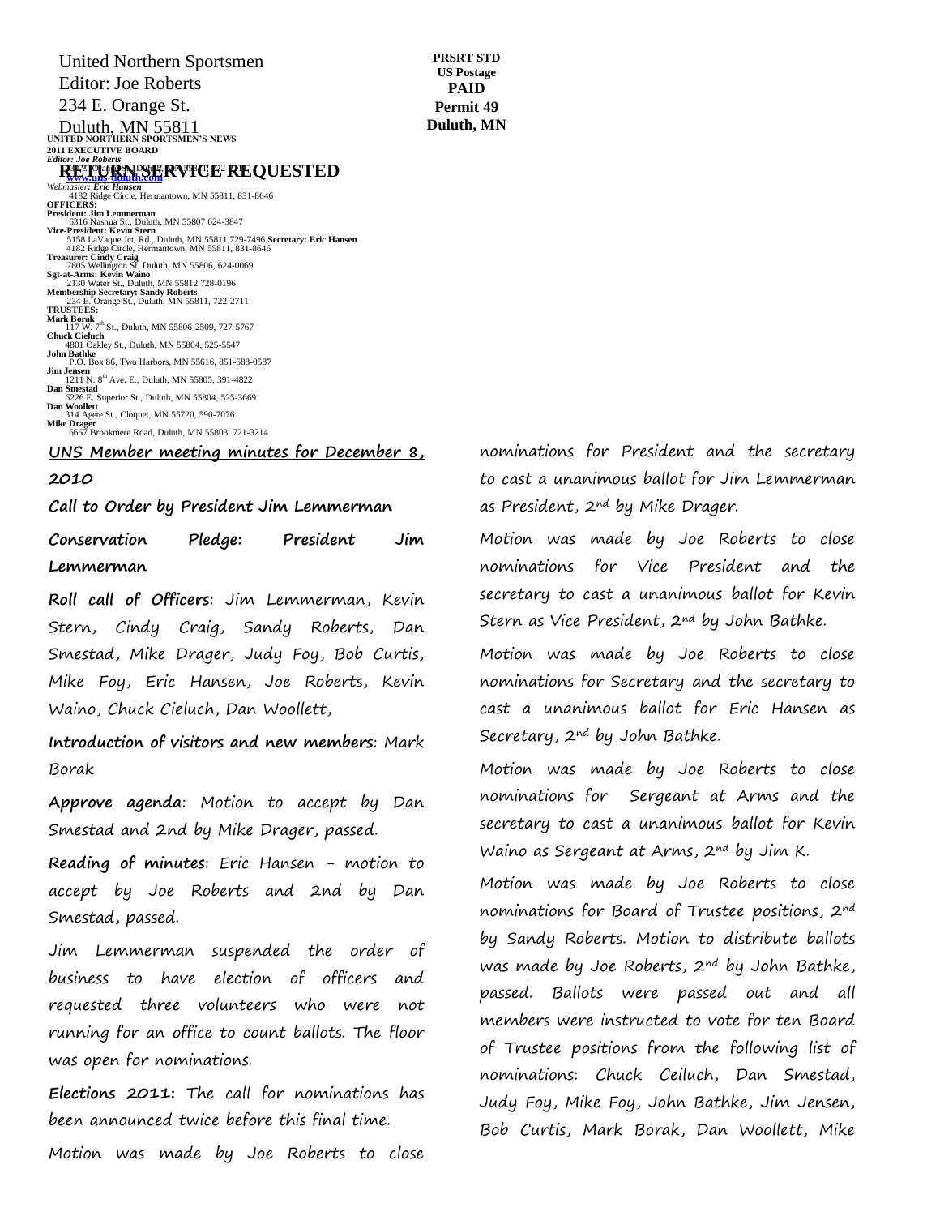United Northern Sportsmen
Editor: Joe Roberts
234 E. Orange St.
Duluth, MN 55811

PRSRT STD
US Postage
**PAID**
**Permit 49**
**Duluth, MN**

**RETURN SERVICE REQUESTED**

**UNITED NORTHERN SPORTSMEN'S NEWS**
**2011 EXECUTIVE BOARD**
***Editor: Joe Roberts***
www.uns-duluth.com
*Webmaster: Eric Hansen*
4182 Ridge Circle, Hermantown, MN 55811, 831-8646
**OFFICERS:**
**President: Jim Lemmerman**
6316 Nashua St., Duluth, MN 55807 624-3847
**Vice-President: Kevin Stern**
5158 LaVaque Jct. Rd., Duluth, MN 55811 729-7496
**Secretary: Eric Hansen**
4182 Ridge Circle, Hermantown, MN 55811, 831-8646
**Treasurer: Cindy Craig**
2805 Wellington St. Duluth, MN 55806, 624-0069
**Sgt-at-Arms: Kevin Waino**
2130 Water St., Duluth, MN 55812 728-0196
**Membership Secretary: Sandy Roberts**
234 E. Orange St., Duluth, MN 55811, 722-2711
**TRUSTEES:**
**Mark Borak**
117 W. 7th St., Duluth, MN 55806-2509, 727-5767
**Chuck Cieluch**
4801 Oakley St., Duluth, MN 55804, 525-5547
**John Bathke**
P.O. Box 86, Two Harbors, MN 55616, 851-688-0587
**Jim Jensen**
1211 N. 8th Ave. E., Duluth, MN 55805, 391-4822
**Dan Smestad**
6226 E. Superior St., Duluth, MN 55804, 525-3669
**Dan Woollett**
314 Agete St., Cloquet, MN 55720, 590-7076
**Mike Drager**
6657 Brookmere Road, Duluth, MN 55803, 721-3214

## UNS Member meeting minutes for December 8, 2010

**Call to Order by President Jim Lemmerman**

**Conservation Pledge: President Jim Lemmerman**

**Roll call of Officers**: Jim Lemmerman, Kevin Stern, Cindy Craig, Sandy Roberts, Dan Smestad, Mike Drager, Judy Foy, Bob Curtis, Mike Foy, Eric Hansen, Joe Roberts, Kevin Waino, Chuck Cieluch, Dan Woollett,

**Introduction of visitors and new members**: Mark Borak

**Approve agenda**: Motion to accept by Dan Smestad and 2nd by Mike Drager, passed.

**Reading of minutes**: Eric Hansen - motion to accept by Joe Roberts and 2nd by Dan Smestad, passed.

Jim Lemmerman suspended the order of business to have election of officers and requested three volunteers who were not running for an office to count ballots. The floor was open for nominations.

**Elections 2011:** The call for nominations has been announced twice before this final time.

Motion was made by Joe Roberts to close nominations for President and the secretary to cast a unanimous ballot for Jim Lemmerman as President, 2nd by Mike Drager.

Motion was made by Joe Roberts to close nominations for Vice President and the secretary to cast a unanimous ballot for Kevin Stern as Vice President, 2nd by John Bathke.

Motion was made by Joe Roberts to close nominations for Secretary and the secretary to cast a unanimous ballot for Eric Hansen as Secretary, 2nd by John Bathke.

Motion was made by Joe Roberts to close nominations for Sergeant at Arms and the secretary to cast a unanimous ballot for Kevin Waino as Sergeant at Arms, 2nd by Jim K.

Motion was made by Joe Roberts to close nominations for Board of Trustee positions, 2nd by Sandy Roberts. Motion to distribute ballots was made by Joe Roberts, 2nd by John Bathke, passed. Ballots were passed out and all members were instructed to vote for ten Board of Trustee positions from the following list of nominations: Chuck Ceiluch, Dan Smestad, Judy Foy, Mike Foy, John Bathke, Jim Jensen, Bob Curtis, Mark Borak, Dan Woollett, Mike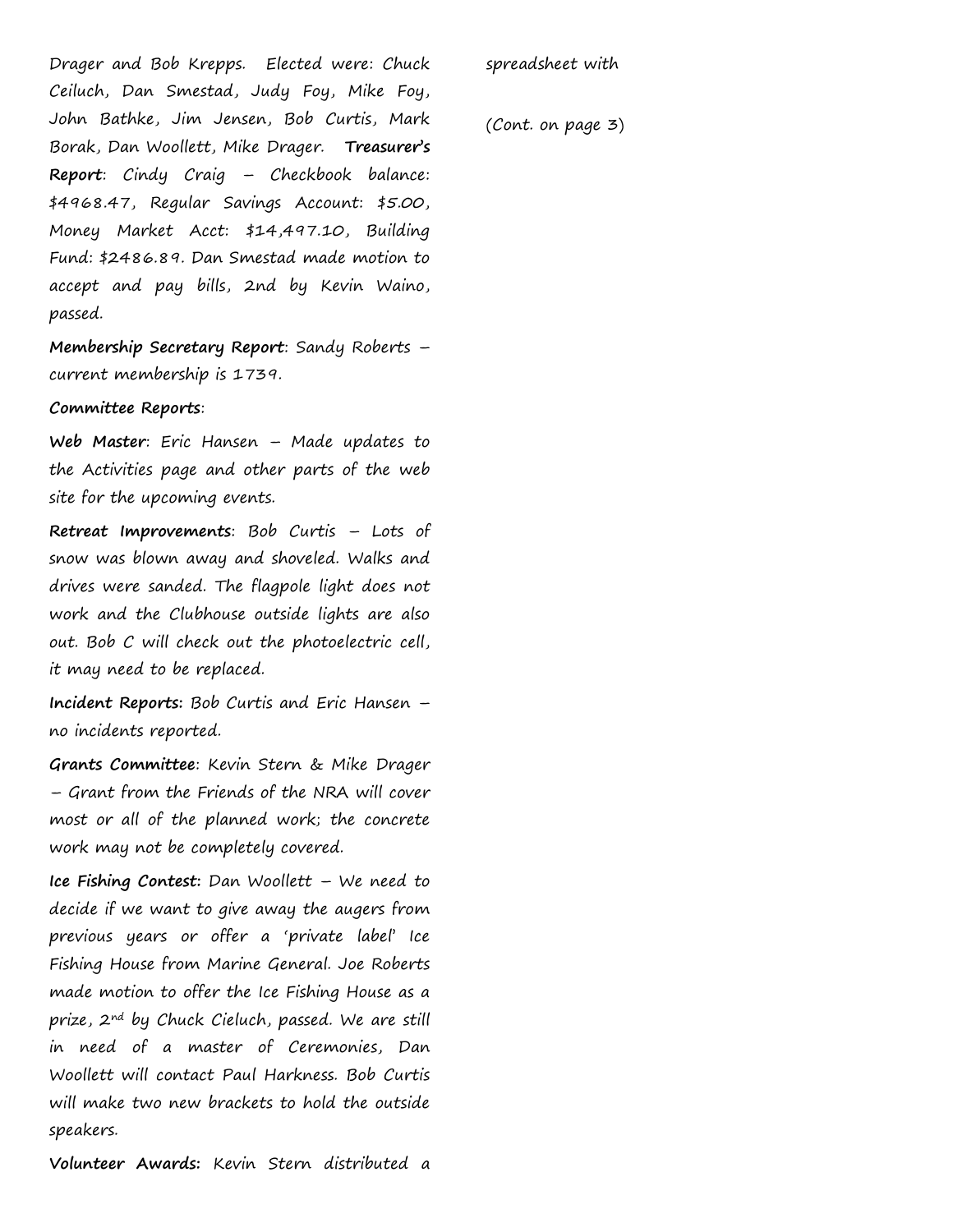Drager and Bob Krepps. Elected were: Chuck Ceiluch, Dan Smestad, Judy Foy, Mike Foy, John Bathke, Jim Jensen, Bob Curtis, Mark Borak, Dan Woollett, Mike Drager. **Treasurer's Report**: Cindy Craig – Checkbook balance: $4968.47, Regular Savings Account: $5.00, Money Market Acct: $14,497.10, Building Fund: $2486.89. Dan Smestad made motion to accept and pay bills, 2nd by Kevin Waino, passed.

**Membership Secretary Report**: Sandy Roberts – current membership is 1739.

**Committee Reports**:

**Web Master**: Eric Hansen – Made updates to the Activities page and other parts of the web site for the upcoming events.

**Retreat Improvements**: Bob Curtis – Lots of snow was blown away and shoveled. Walks and drives were sanded. The flagpole light does not work and the Clubhouse outside lights are also out. Bob C will check out the photoelectric cell, it may need to be replaced.

**Incident Reports:** Bob Curtis and Eric Hansen – no incidents reported.

**Grants Committee**: Kevin Stern & Mike Drager – Grant from the Friends of the NRA will cover most or all of the planned work; the concrete work may not be completely covered.

**Ice Fishing Contest:** Dan Woollett – We need to decide if we want to give away the augers from previous years or offer a 'private label' Ice Fishing House from Marine General. Joe Roberts made motion to offer the Ice Fishing House as a prize, 2nd by Chuck Cieluch, passed. We are still in need of a master of Ceremonies, Dan Woollett will contact Paul Harkness. Bob Curtis will make two new brackets to hold the outside speakers.

**Volunteer Awards:** Kevin Stern distributed a spreadsheet with

(Cont. on page 3)